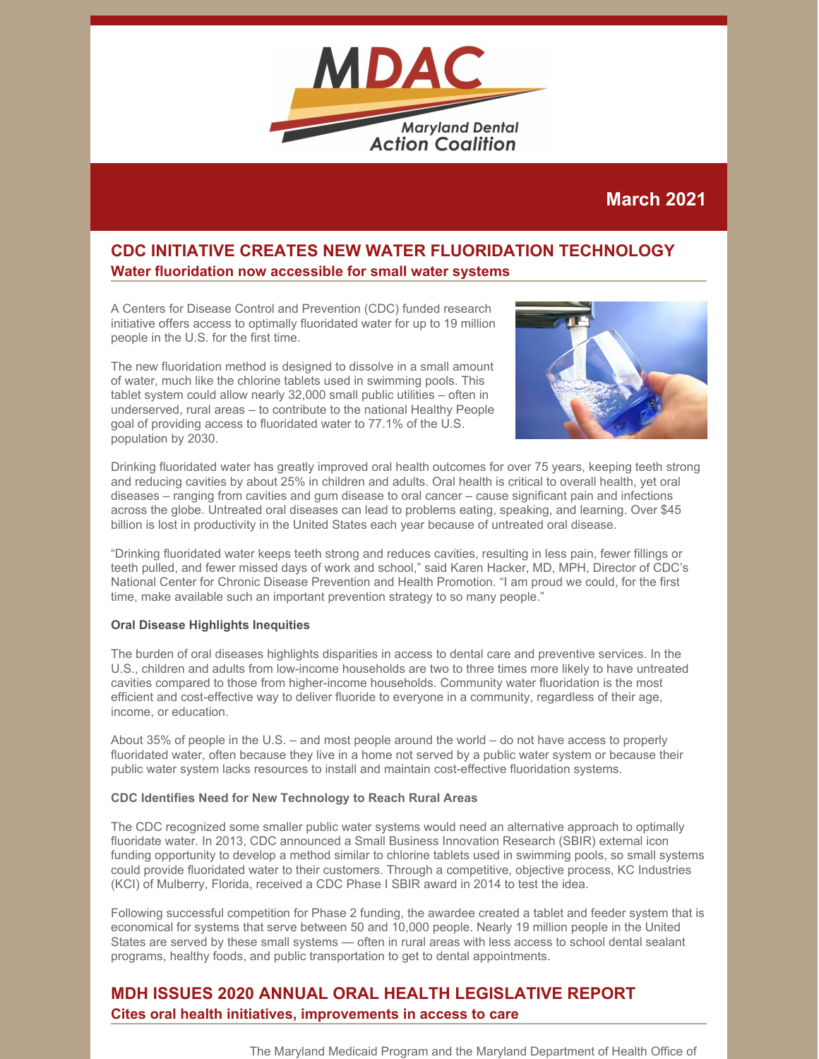Maryland Dental Action Coalition

March 2021

## CDC INITIATIVE CREATES NEW WATER FLUORIDATION TECHNOLOGY

### Water fluoridation now accessible for small water systems

A Centers for Disease Control and Prevention (CDC) funded research initiative offers access to optimally fluoridated water for up to 19 million people in the U.S. for the first time.

The new fluoridation method is designed to dissolve in a small amount of water, much like the chlorine tablets used in swimming pools. This tablet system could allow nearly 32,000 small public utilities – often in underserved, rural areas – to contribute to the national Healthy People goal of providing access to fluoridated water to 77.1% of the U.S. population by 2030.

Drinking fluoridated water has greatly improved oral health outcomes for over 75 years, keeping teeth strong and reducing cavities by about 25% in children and adults. Oral health is critical to overall health, yet oral diseases – ranging from cavities and gum disease to oral cancer – cause significant pain and infections across the globe. Untreated oral diseases can lead to problems eating, speaking, and learning. Over $45 billion is lost in productivity in the United States each year because of untreated oral disease.

"Drinking fluoridated water keeps teeth strong and reduces cavities, resulting in less pain, fewer fillings or teeth pulled, and fewer missed days of work and school," said Karen Hacker, MD, MPH, Director of CDC's National Center for Chronic Disease Prevention and Health Promotion. "I am proud we could, for the first time, make available such an important prevention strategy to so many people."

**Oral Disease Highlights Inequities**

The burden of oral diseases highlights disparities in access to dental care and preventive services. In the U.S., children and adults from low-income households are two to three times more likely to have untreated cavities compared to those from higher-income households. Community water fluoridation is the most efficient and cost-effective way to deliver fluoride to everyone in a community, regardless of their age, income, or education.

About 35% of people in the U.S. – and most people around the world – do not have access to properly fluoridated water, often because they live in a home not served by a public water system or because their public water system lacks resources to install and maintain cost-effective fluoridation systems.

**CDC Identifies Need for New Technology to Reach Rural Areas**

The CDC recognized some smaller public water systems would need an alternative approach to optimally fluoridate water. In 2013, CDC announced a Small Business Innovation Research (SBIR) external icon funding opportunity to develop a method similar to chlorine tablets used in swimming pools, so small systems could provide fluoridated water to their customers. Through a competitive, objective process, KC Industries (KCI) of Mulberry, Florida, received a CDC Phase I SBIR award in 2014 to test the idea.

Following successful competition for Phase 2 funding, the awardee created a tablet and feeder system that is economical for systems that serve between 50 and 10,000 people. Nearly 19 million people in the United States are served by these small systems — often in rural areas with less access to school dental sealant programs, healthy foods, and public transportation to get to dental appointments.

## MDH ISSUES 2020 ANNUAL ORAL HEALTH LEGISLATIVE REPORT

### Cites oral health initiatives, improvements in access to care

The Maryland Medicaid Program and the Maryland Department of Health Office of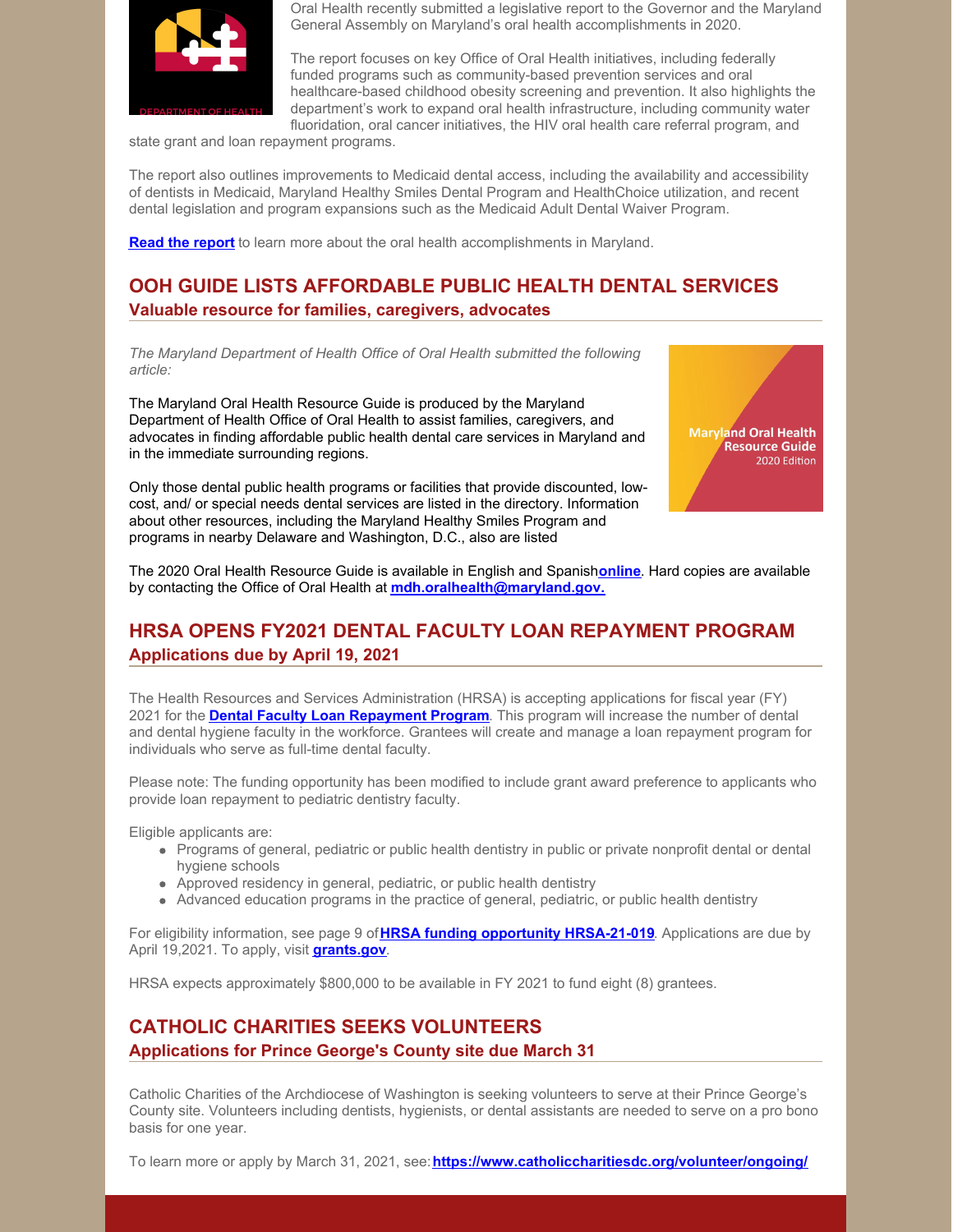Oral Health recently submitted a legislative report to the Governor and the Maryland General Assembly on Maryland's oral health accomplishments in 2020.

The report focuses on key Office of Oral Health initiatives, including federally funded programs such as community-based prevention services and oral healthcare-based childhood obesity screening and prevention. It also highlights the department's work to expand oral health infrastructure, including community water fluoridation, oral cancer initiatives, the HIV oral health care referral program, and state grant and loan repayment programs.

The report also outlines improvements to Medicaid dental access, including the availability and accessibility of dentists in Medicaid, Maryland Healthy Smiles Dental Program and HealthChoice utilization, and recent dental legislation and program expansions such as the Medicaid Adult Dental Waiver Program.

**Read the report** to learn more about the oral health accomplishments in Maryland.

## OOH GUIDE LISTS AFFORDABLE PUBLIC HEALTH DENTAL SERVICES

### Valuable resource for families, caregivers, advocates

*The Maryland Department of Health Office of Oral Health submitted the following article:*

The Maryland Oral Health Resource Guide is produced by the Maryland Department of Health Office of Oral Health to assist families, caregivers, and advocates in finding affordable public health dental care services in Maryland and in the immediate surrounding regions.

Only those dental public health programs or facilities that provide discounted, low-cost, and/ or special needs dental services are listed in the directory. Information about other resources, including the Maryland Healthy Smiles Program and programs in nearby Delaware and Washington, D.C., also are listed

The 2020 Oral Health Resource Guide is available in English and Spanish**online**. Hard copies are available by contacting the Office of Oral Health at **mdh.oralhealth@maryland.gov.**

## HRSA OPENS FY2021 DENTAL FACULTY LOAN REPAYMENT PROGRAM

### Applications due by April 19, 2021

The Health Resources and Services Administration (HRSA) is accepting applications for fiscal year (FY) 2021 for the **Dental Faculty Loan Repayment Program**. This program will increase the number of dental and dental hygiene faculty in the workforce. Grantees will create and manage a loan repayment program for individuals who serve as full-time dental faculty.

Please note: The funding opportunity has been modified to include grant award preference to applicants who provide loan repayment to pediatric dentistry faculty.

Eligible applicants are:

- Programs of general, pediatric or public health dentistry in public or private nonprofit dental or dental hygiene schools
- Approved residency in general, pediatric, or public health dentistry
- Advanced education programs in the practice of general, pediatric, or public health dentistry

For eligibility information, see page 9 of **HRSA funding opportunity HRSA-21-019**. Applications are due by April 19,2021. To apply, visit **grants.gov**.

HRSA expects approximately $800,000 to be available in FY 2021 to fund eight (8) grantees.

## CATHOLIC CHARITIES SEEKS VOLUNTEERS

### Applications for Prince George's County site due March 31

Catholic Charities of the Archdiocese of Washington is seeking volunteers to serve at their Prince George's County site. Volunteers including dentists, hygienists, or dental assistants are needed to serve on a pro bono basis for one year.

To learn more or apply by March 31, 2021, see: **https://www.catholiccharitiesdc.org/volunteer/ongoing/**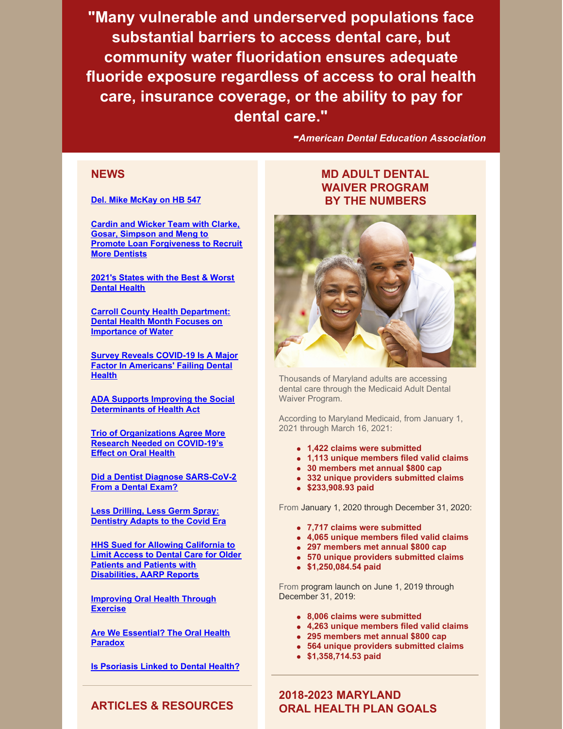**"Many vulnerable and underserved populations face substantial barriers to access dental care, but community water fluoridation ensures adequate fluoride exposure regardless of access to oral health care, insurance coverage, or the ability to pay for dental care."**

***-American Dental Education Association***

## NEWS

**Del. Mike McKay on HB 547**

**Cardin and Wicker Team with Clarke, Gosar, Simpson and Meng to Promote Loan Forgiveness to Recruit More Dentists**

**2021's States with the Best & Worst Dental Health**

**Carroll County Health Department: Dental Health Month Focuses on Importance of Water**

**Survey Reveals COVID-19 Is A Major Factor In Americans' Failing Dental Health**

**ADA Supports Improving the Social Determinants of Health Act**

**Trio of Organizations Agree More Research Needed on COVID-19's Effect on Oral Health**

**Did a Dentist Diagnose SARS-CoV-2 From a Dental Exam?**

**Less Drilling, Less Germ Spray: Dentistry Adapts to the Covid Era**

**HHS Sued for Allowing California to Limit Access to Dental Care for Older Patients and Patients with Disabilities, AARP Reports**

**Improving Oral Health Through Exercise**

**Are We Essential? The Oral Health Paradox**

**Is Psoriasis Linked to Dental Health?**

## ARTICLES & RESOURCES

## MD ADULT DENTAL WAIVER PROGRAM BY THE NUMBERS

Thousands of Maryland adults are accessing dental care through the Medicaid Adult Dental Waiver Program.

According to Maryland Medicaid, from January 1, 2021 through March 16, 2021:

- **1,422 claims were submitted**
- **1,113 unique members filed valid claims**
- **30 members met annual $800 cap**
- **332 unique providers submitted claims**
- **$233,908.93 paid**

From January 1, 2020 through December 31, 2020:

- **7,717 claims were submitted**
- **4,065 unique members filed valid claims**
- **297 members met annual $800 cap**
- **570 unique providers submitted claims**
- **$1,250,084.54 paid**

From program launch on June 1, 2019 through December 31, 2019:

- **8,006 claims were submitted**
- **4,263 unique members filed valid claims**
- **295 members met annual $800 cap**
- **564 unique providers submitted claims**
- **$1,358,714.53 paid**

## 2018-2023 MARYLAND ORAL HEALTH PLAN GOALS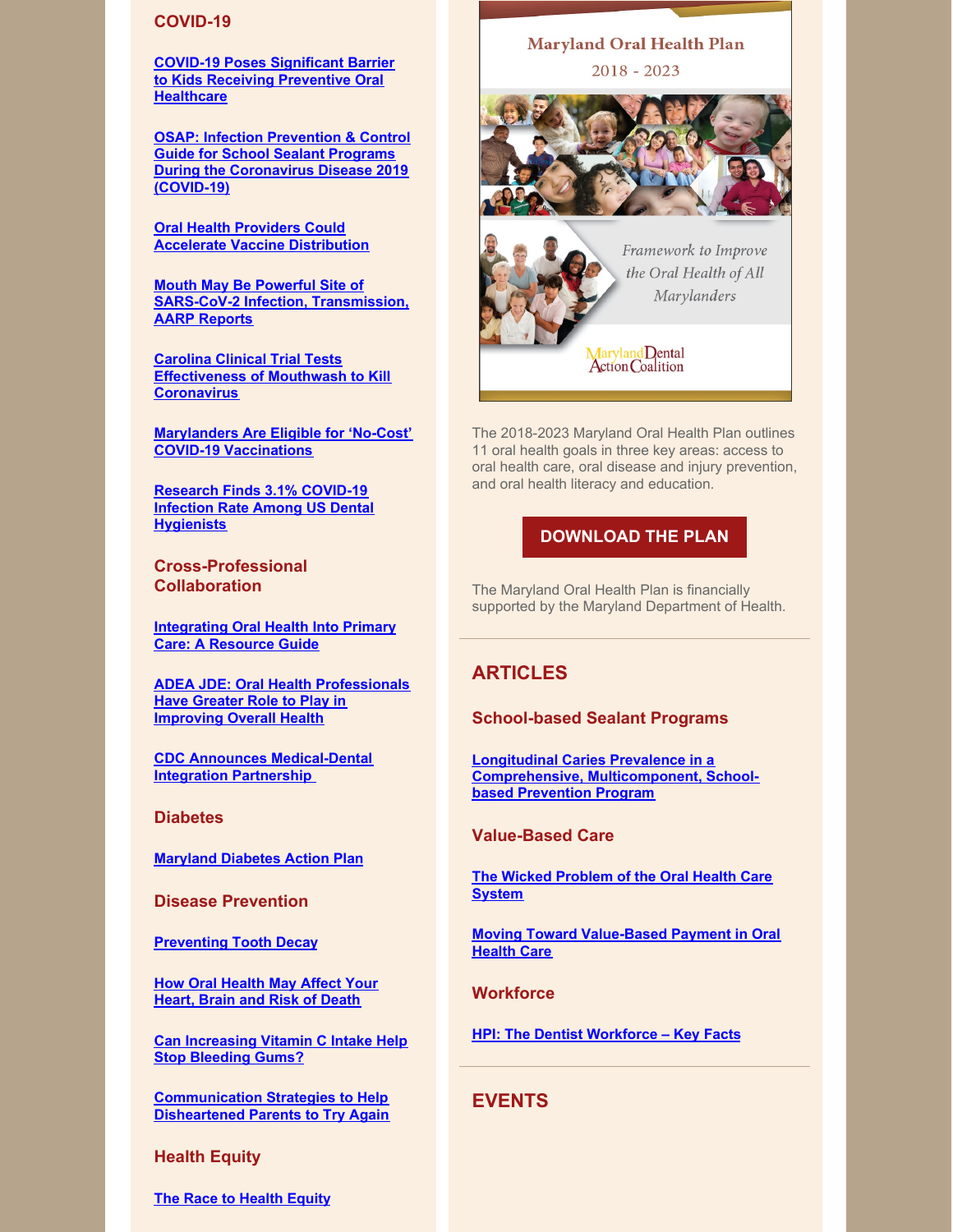## COVID-19

COVID-19 Poses Significant Barrier to Kids Receiving Preventive Oral Healthcare

OSAP: Infection Prevention & Control Guide for School Sealant Programs During the Coronavirus Disease 2019 (COVID-19)

Oral Health Providers Could Accelerate Vaccine Distribution

Mouth May Be Powerful Site of SARS-CoV-2 Infection, Transmission, AARP Reports

Carolina Clinical Trial Tests Effectiveness of Mouthwash to Kill Coronavirus

Marylanders Are Eligible for 'No-Cost' COVID-19 Vaccinations

Research Finds 3.1% COVID-19 Infection Rate Among US Dental Hygienists

### Cross-Professional Collaboration

Integrating Oral Health Into Primary Care: A Resource Guide

ADEA JDE: Oral Health Professionals Have Greater Role to Play in Improving Overall Health

CDC Announces Medical-Dental Integration Partnership

### Diabetes

Maryland Diabetes Action Plan

### Disease Prevention

Preventing Tooth Decay

How Oral Health May Affect Your Heart, Brain and Risk of Death

Can Increasing Vitamin C Intake Help Stop Bleeding Gums?

Communication Strategies to Help Disheartened Parents to Try Again

### Health Equity

The Race to Health Equity

Maryland Oral Health Plan

2018 - 2023

*Framework to Improve the Oral Health of All Marylanders*

Maryland Dental Action Coalition

The 2018-2023 Maryland Oral Health Plan outlines 11 oral health goals in three key areas: access to oral health care, oral disease and injury prevention, and oral health literacy and education.

**DOWNLOAD THE PLAN**

The Maryland Oral Health Plan is financially supported by the Maryland Department of Health.

## ARTICLES

### School-based Sealant Programs

Longitudinal Caries Prevalence in a Comprehensive, Multicomponent, School-based Prevention Program

### Value-Based Care

The Wicked Problem of the Oral Health Care System

Moving Toward Value-Based Payment in Oral Health Care

### Workforce

HPI: The Dentist Workforce – Key Facts

## EVENTS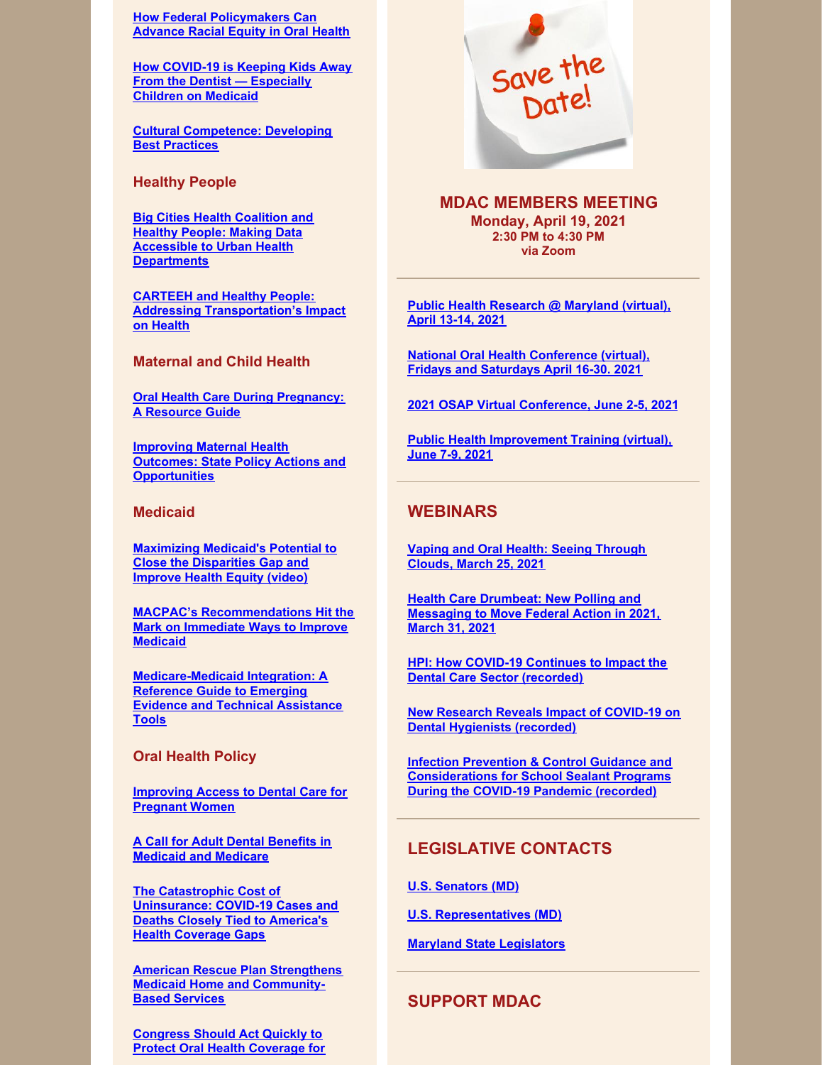How Federal Policymakers Can Advance Racial Equity in Oral Health

How COVID-19 is Keeping Kids Away From the Dentist — Especially Children on Medicaid

Cultural Competence: Developing Best Practices

### Healthy People

Big Cities Health Coalition and Healthy People: Making Data Accessible to Urban Health Departments

CARTEEH and Healthy People: Addressing Transportation's Impact on Health

### Maternal and Child Health

Oral Health Care During Pregnancy: A Resource Guide

Improving Maternal Health Outcomes: State Policy Actions and Opportunities

### Medicaid

Maximizing Medicaid's Potential to Close the Disparities Gap and Improve Health Equity (video)

MACPAC's Recommendations Hit the Mark on Immediate Ways to Improve Medicaid

Medicare-Medicaid Integration: A Reference Guide to Emerging Evidence and Technical Assistance Tools

### Oral Health Policy

Improving Access to Dental Care for Pregnant Women

A Call for Adult Dental Benefits in Medicaid and Medicare

The Catastrophic Cost of Uninsurance: COVID-19 Cases and Deaths Closely Tied to America's Health Coverage Gaps

American Rescue Plan Strengthens Medicaid Home and Community-Based Services

Congress Should Act Quickly to Protect Oral Health Coverage for

Save the Date!

## MDAC MEMBERS MEETING

**Monday, April 19, 2021**
**2:30 PM to 4:30 PM**
**via Zoom**

Public Health Research @ Maryland (virtual), April 13-14, 2021

National Oral Health Conference (virtual), Fridays and Saturdays April 16-30. 2021

2021 OSAP Virtual Conference, June 2-5, 2021

Public Health Improvement Training (virtual), June 7-9, 2021

## WEBINARS

Vaping and Oral Health: Seeing Through Clouds, March 25, 2021

Health Care Drumbeat: New Polling and Messaging to Move Federal Action in 2021, March 31, 2021

HPI: How COVID-19 Continues to Impact the Dental Care Sector (recorded)

New Research Reveals Impact of COVID-19 on Dental Hygienists (recorded)

Infection Prevention & Control Guidance and Considerations for School Sealant Programs During the COVID-19 Pandemic (recorded)

## LEGISLATIVE CONTACTS

U.S. Senators (MD)

U.S. Representatives (MD)

Maryland State Legislators

## SUPPORT MDAC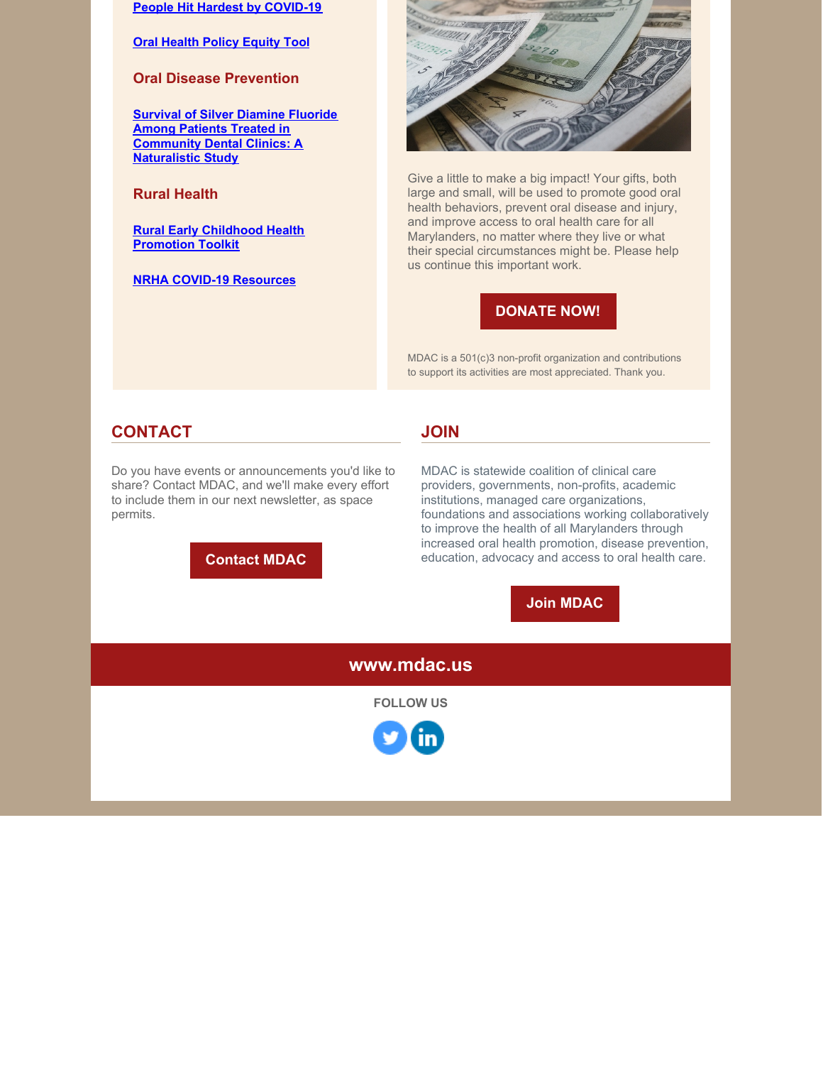People Hit Hardest by COVID-19

Oral Health Policy Equity Tool

### Oral Disease Prevention

Survival of Silver Diamine Fluoride Among Patients Treated in Community Dental Clinics: A Naturalistic Study

### Rural Health

Rural Early Childhood Health Promotion Toolkit

NRHA COVID-19 Resources

Give a little to make a big impact! Your gifts, both large and small, will be used to promote good oral health behaviors, prevent oral disease and injury, and improve access to oral health care for all Marylanders, no matter where they live or what their special circumstances might be. Please help us continue this important work.

**DONATE NOW!**

MDAC is a 501(c)3 non-profit organization and contributions to support its activities are most appreciated. Thank you.

## CONTACT

Do you have events or announcements you'd like to share? Contact MDAC, and we'll make every effort to include them in our next newsletter, as space permits.

**Contact MDAC**

## JOIN

MDAC is statewide coalition of clinical care providers, governments, non-profits, academic institutions, managed care organizations, foundations and associations working collaboratively to improve the health of all Marylanders through increased oral health promotion, disease prevention, education, advocacy and access to oral health care.

**Join MDAC**

**www.mdac.us**

FOLLOW US